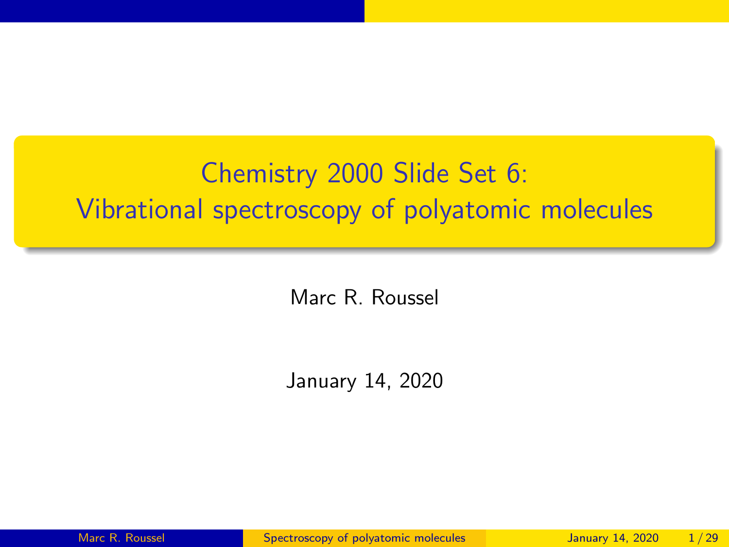# Chemistry 2000 Slide Set 6: Vibrational spectroscopy of polyatomic molecules

Marc R. Roussel

January 14, 2020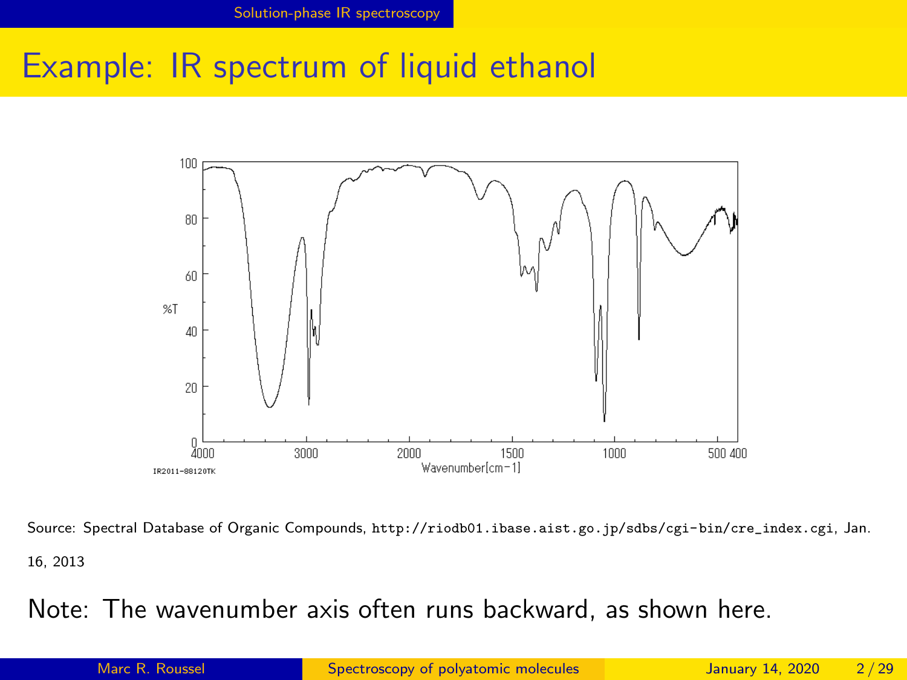# Example: IR spectrum of liquid ethanol

Source: Spectral Database of Organic Compounds, http://riodb01.ibase.aist.go.jp/sdbs/cgi-bin/cre_index.cgi, Jan. 16, 2013

Note: The wavenumber axis often runs backward, as shown here.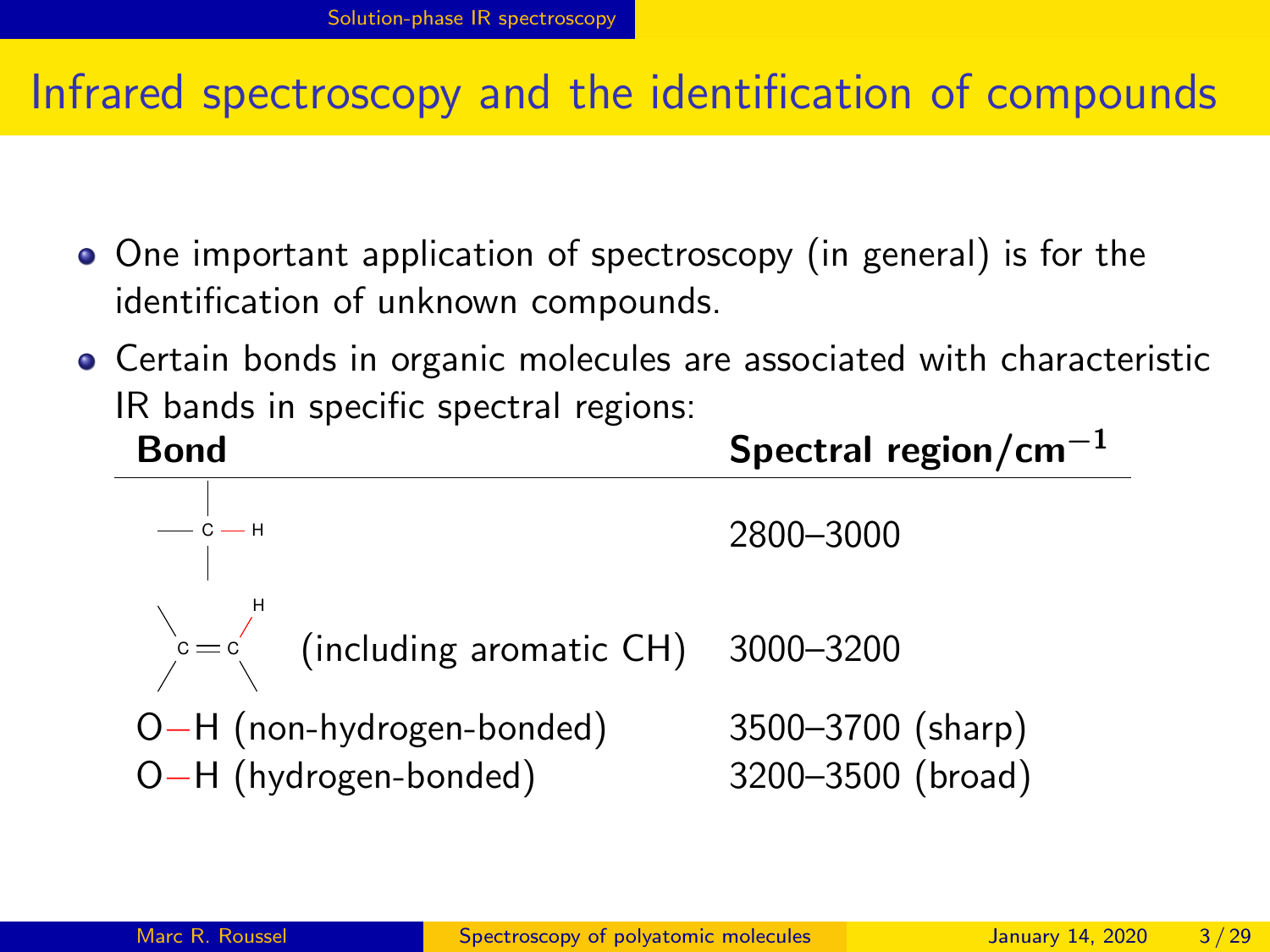# Infrared spectroscopy and the identification of compounds

- One important application of spectroscopy (in general) is for the identification of unknown compounds.
- Certain bonds in organic molecules are associated with characteristic IR bands in specific spectral regions:

| **Bond** | **Spectral region/cm$^{-1}$** |
|---|---|
| C—H (sp$^3$ carbon, with three other single bonds) | 2800–3000 |
| =C—H on a C=C (including aromatic CH) | 3000–3200 |
| O—H (non-hydrogen-bonded) | 3500–3700 (sharp) |
| O—H (hydrogen-bonded) | 3200–3500 (broad) |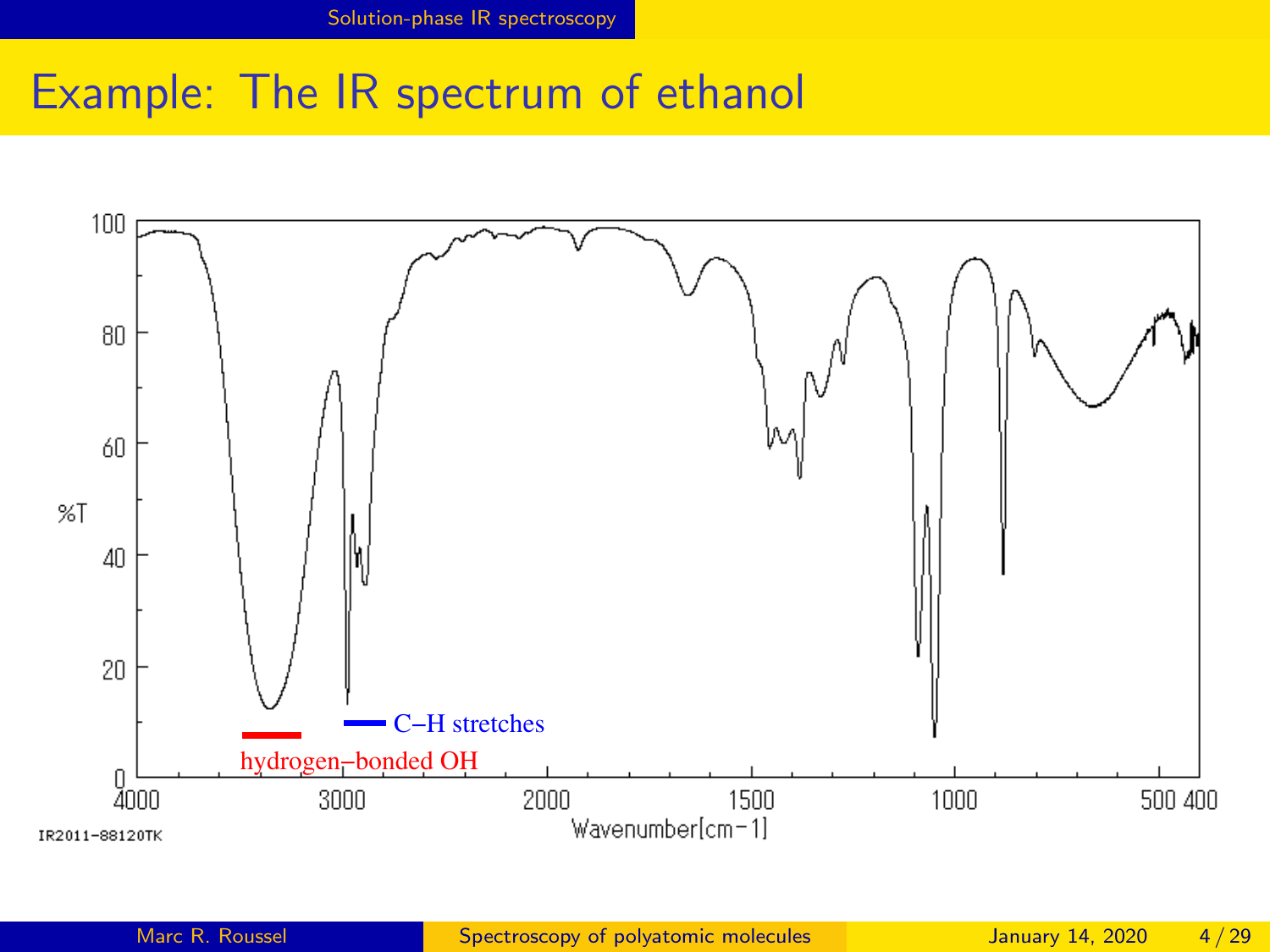# Example: The IR spectrum of ethanol

hydrogen–bonded OH

C–H stretches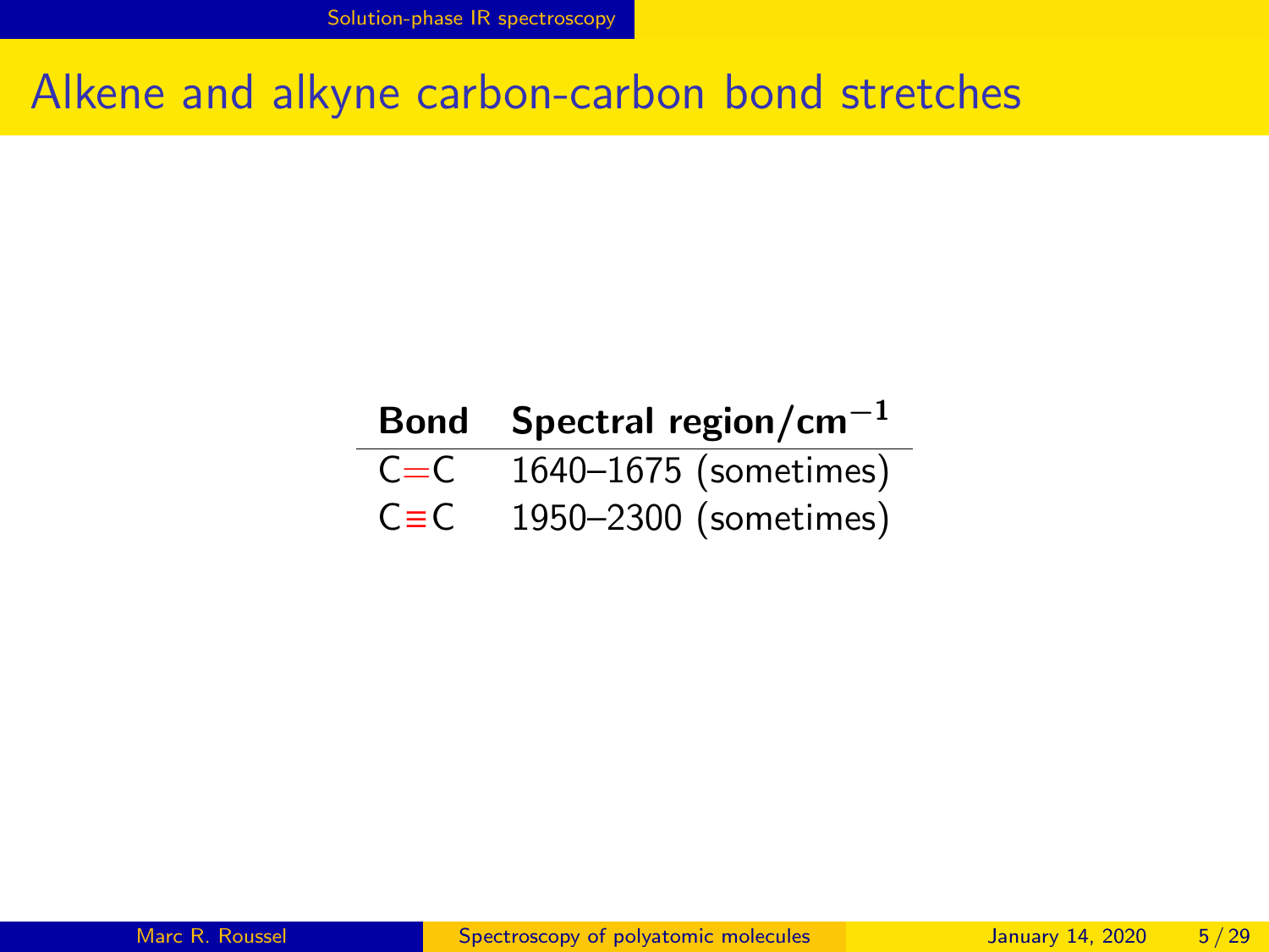# Alkene and alkyne carbon-carbon bond stretches

| Bond | Spectral region/cm$^{-1}$ |
| --- | --- |
| C=C | 1640–1675 (sometimes) |
| C≡C | 1950–2300 (sometimes) |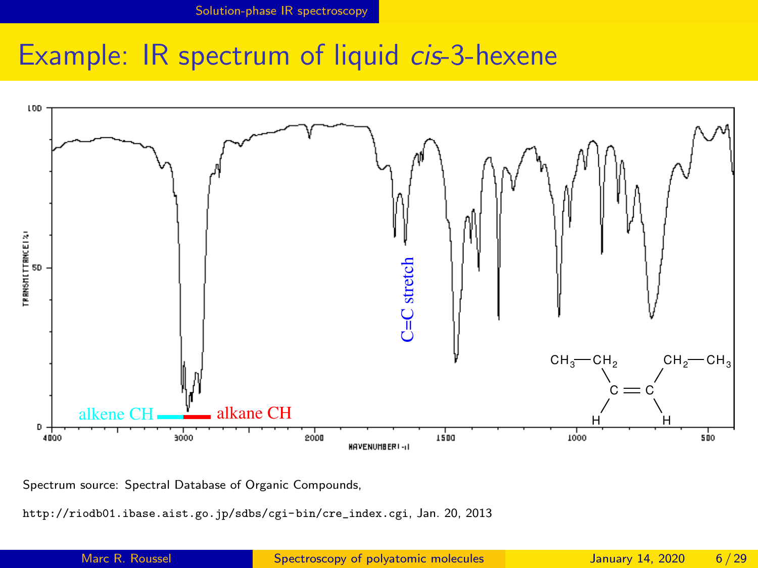# Example: IR spectrum of liquid *cis*-3-hexene

Spectrum source: Spectral Database of Organic Compounds,

`http://riodb01.ibase.aist.go.jp/sdbs/cgi-bin/cre_index.cgi`, Jan. 20, 2013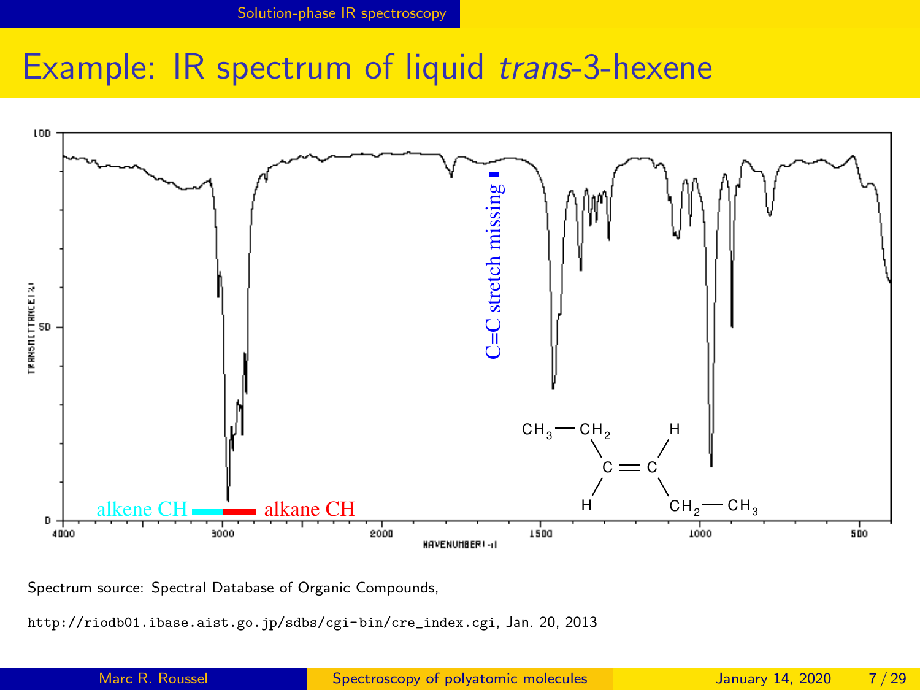# Example: IR spectrum of liquid *trans*-3-hexene

Spectrum source: Spectral Database of Organic Compounds,

`http://riodb01.ibase.aist.go.jp/sdbs/cgi-bin/cre_index.cgi`, Jan. 20, 2013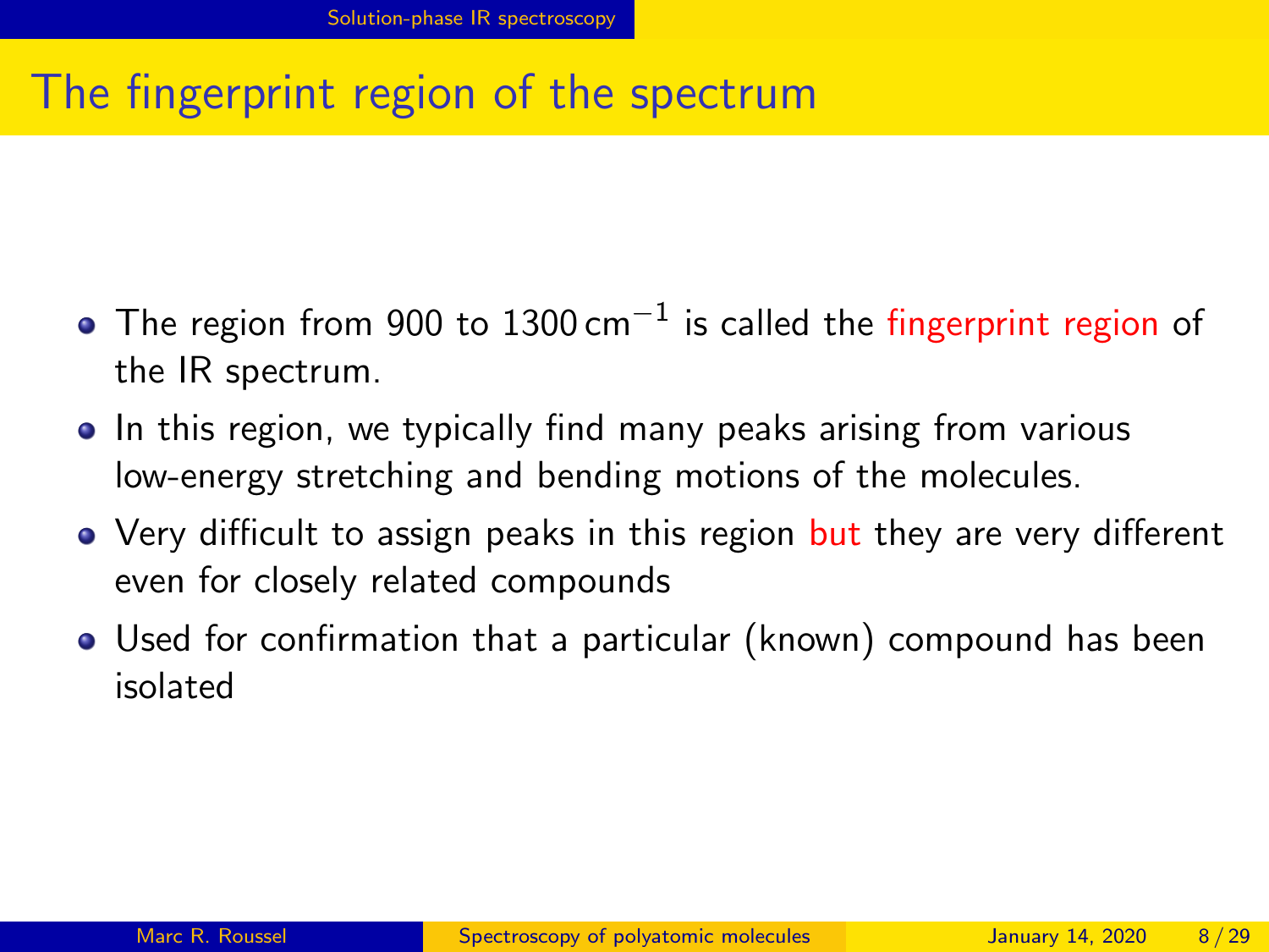# The fingerprint region of the spectrum

- The region from 900 to 1300 $\text{cm}^{-1}$ is called the fingerprint region of the IR spectrum.
- In this region, we typically find many peaks arising from various low-energy stretching and bending motions of the molecules.
- Very difficult to assign peaks in this region but they are very different even for closely related compounds
- Used for confirmation that a particular (known) compound has been isolated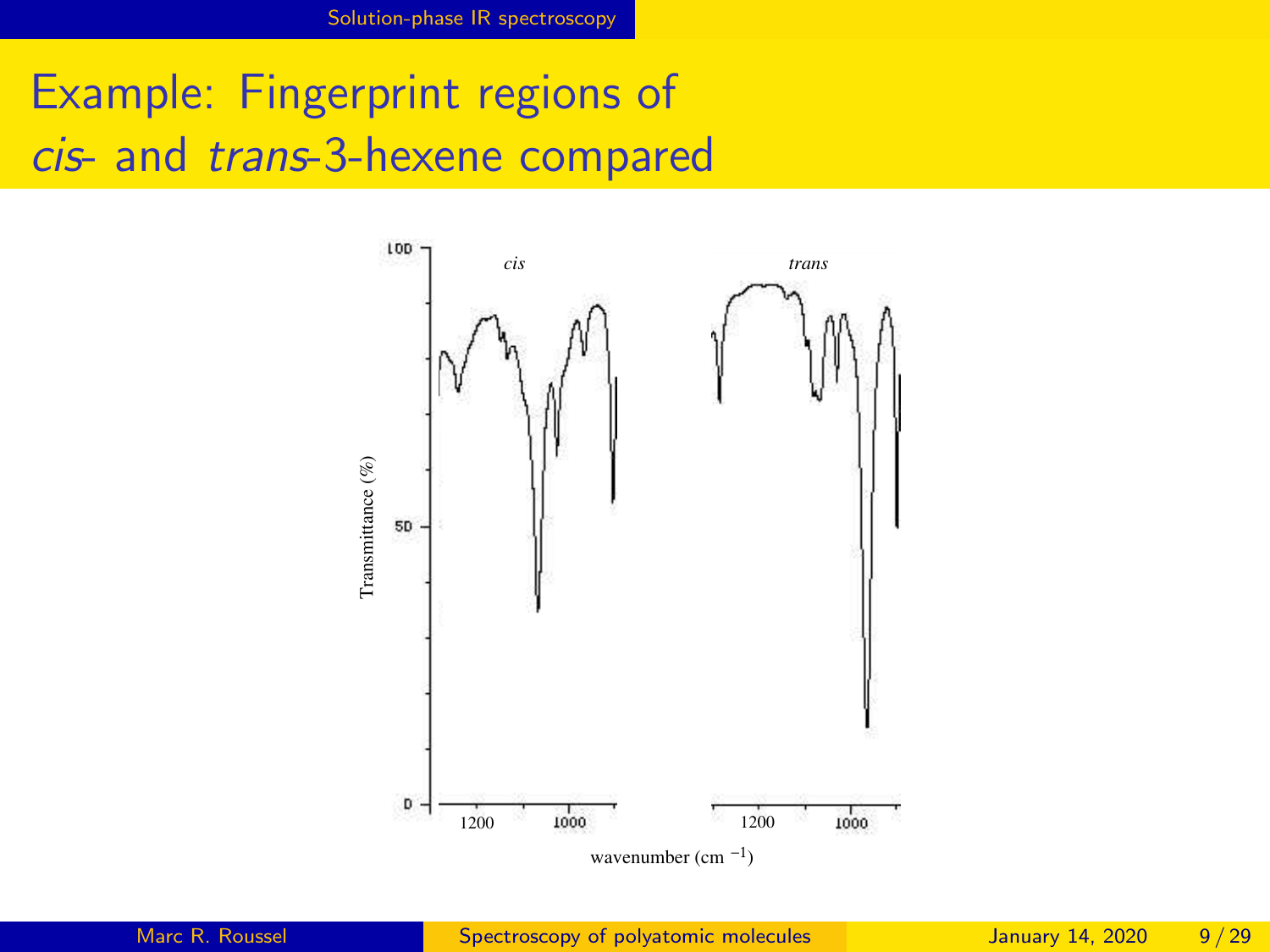# Example: Fingerprint regions of *cis*- and *trans*-3-hexene compared

Transmittance (%)

100

50

0

*cis*

*trans*

1200 1000

1200 1000

wavenumber (cm $^{-1}$)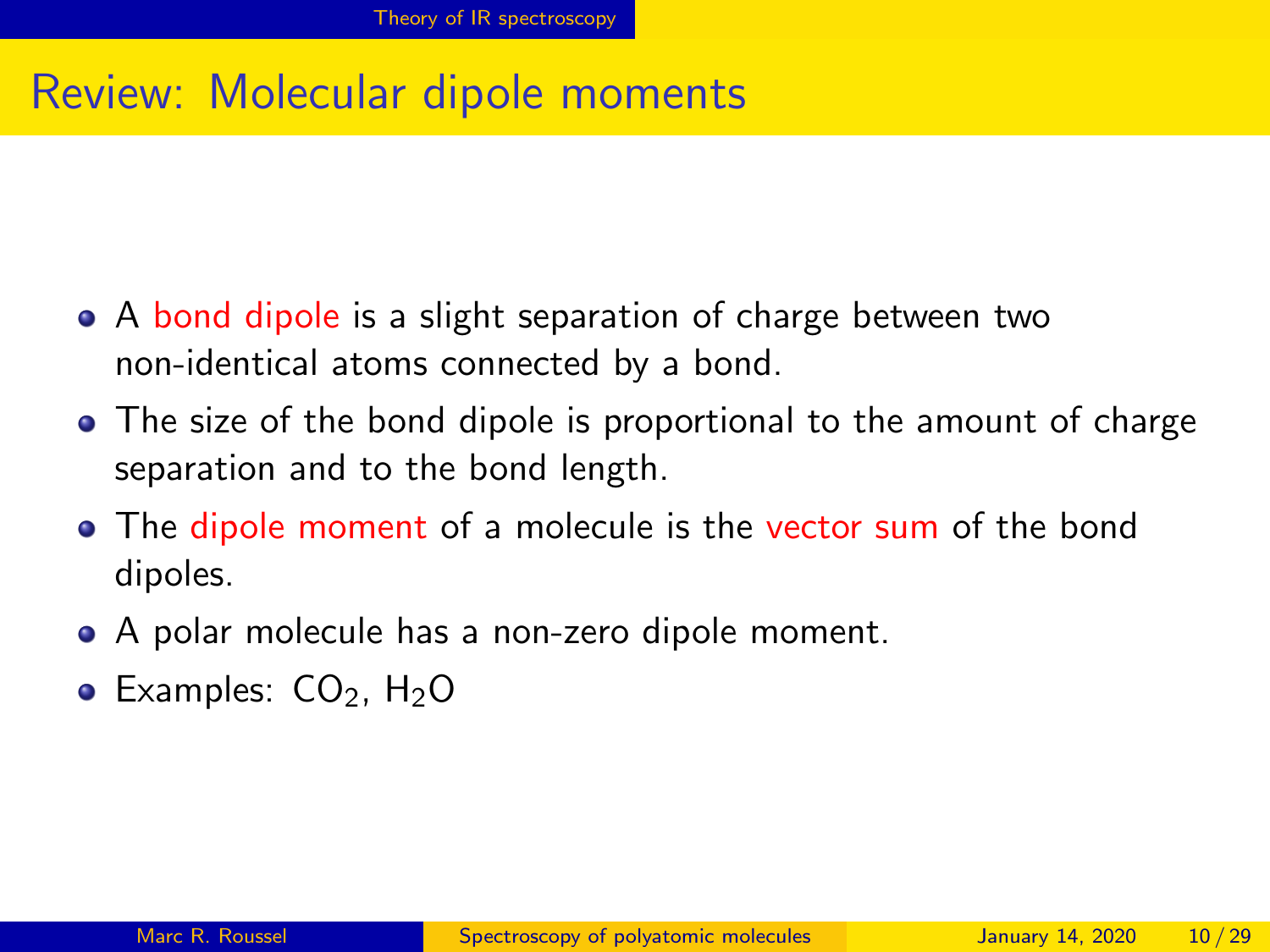# Review: Molecular dipole moments

- A bond dipole is a slight separation of charge between two non-identical atoms connected by a bond.
- The size of the bond dipole is proportional to the amount of charge separation and to the bond length.
- The dipole moment of a molecule is the vector sum of the bond dipoles.
- A polar molecule has a non-zero dipole moment.
- Examples: $CO_2$, $H_2O$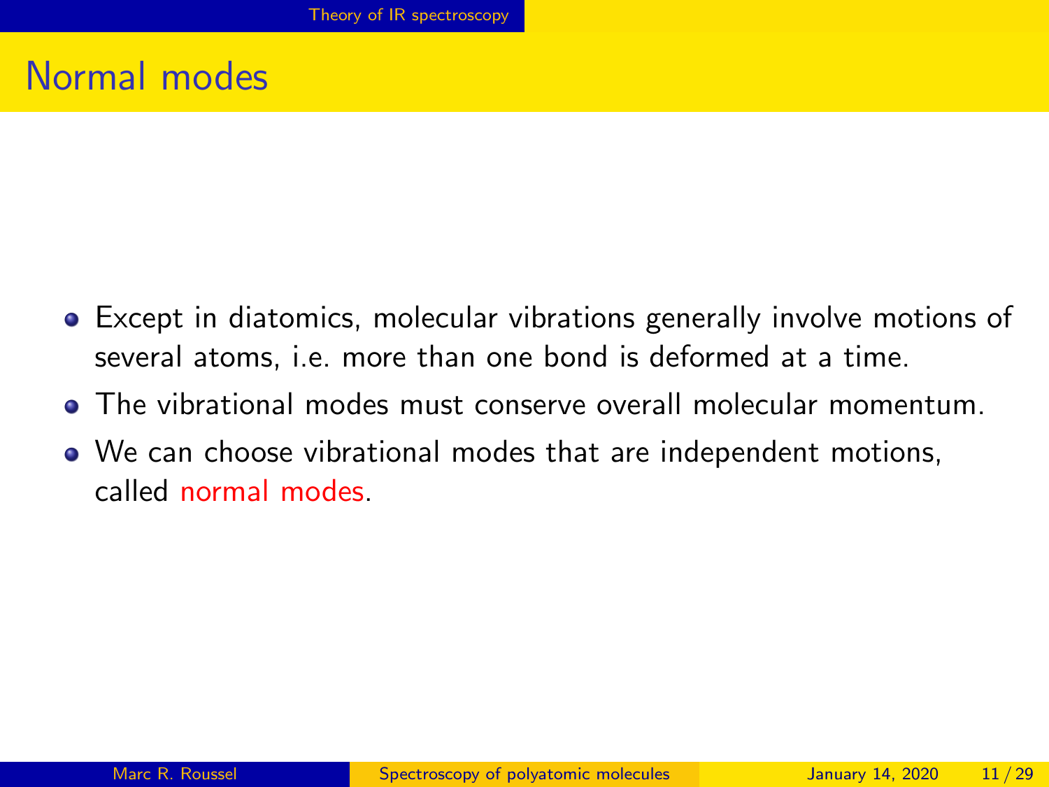# Normal modes

- Except in diatomics, molecular vibrations generally involve motions of several atoms, i.e. more than one bond is deformed at a time.
- The vibrational modes must conserve overall molecular momentum.
- We can choose vibrational modes that are independent motions, called normal modes.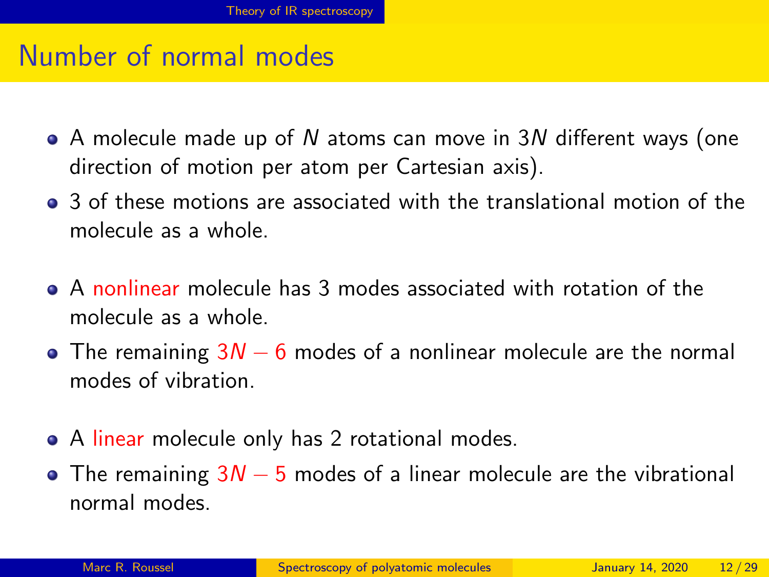## Number of normal modes

- A molecule made up of $N$ atoms can move in $3N$ different ways (one direction of motion per atom per Cartesian axis).
- 3 of these motions are associated with the translational motion of the molecule as a whole.

- A nonlinear molecule has 3 modes associated with rotation of the molecule as a whole.
- The remaining $3N - 6$ modes of a nonlinear molecule are the normal modes of vibration.

- A linear molecule only has 2 rotational modes.
- The remaining $3N - 5$ modes of a linear molecule are the vibrational normal modes.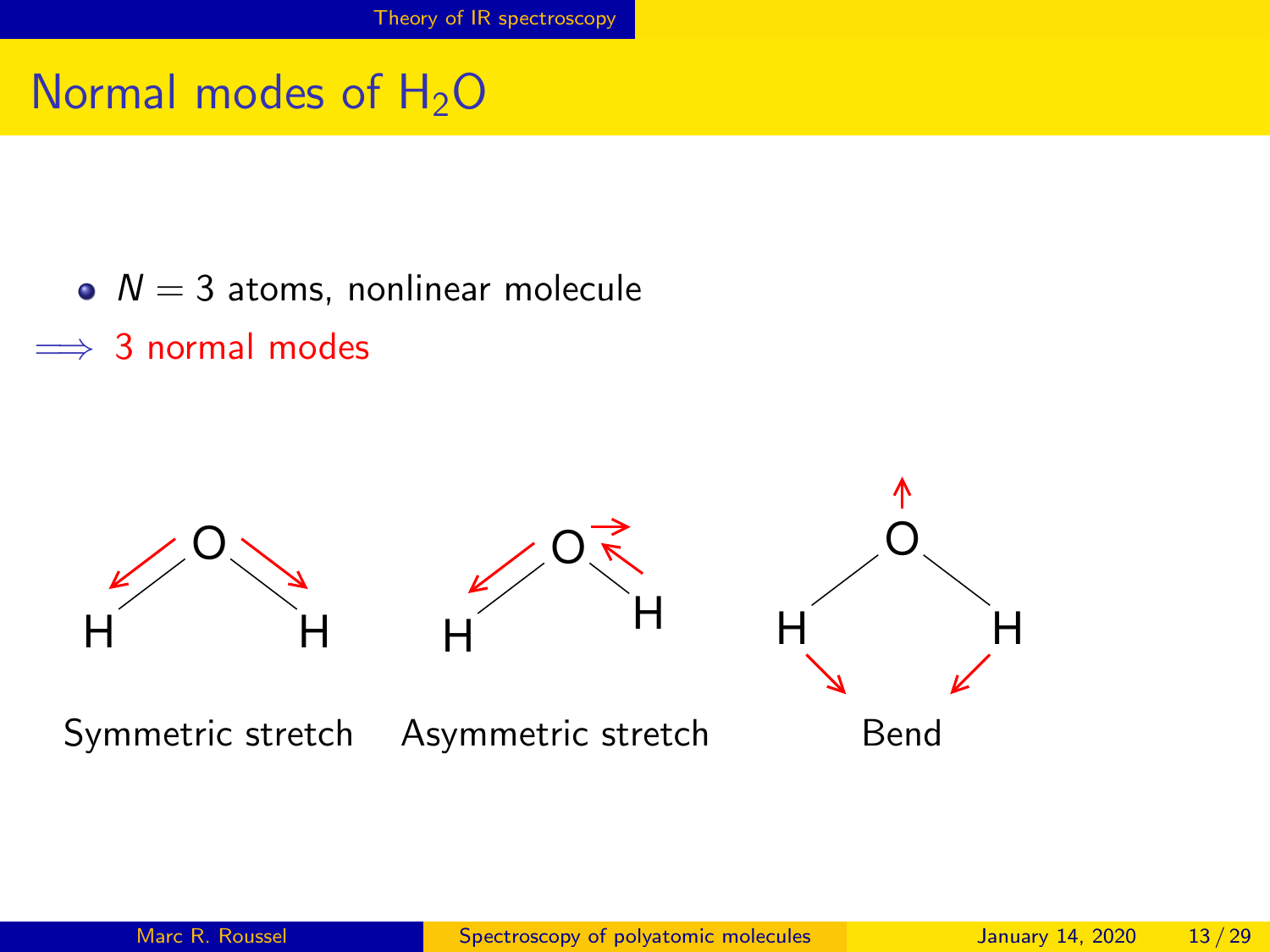# Normal modes of $H_2O$

- $N = 3$ atoms, nonlinear molecule

$\Longrightarrow$ 3 normal modes

Symmetric stretch

Asymmetric stretch

Bend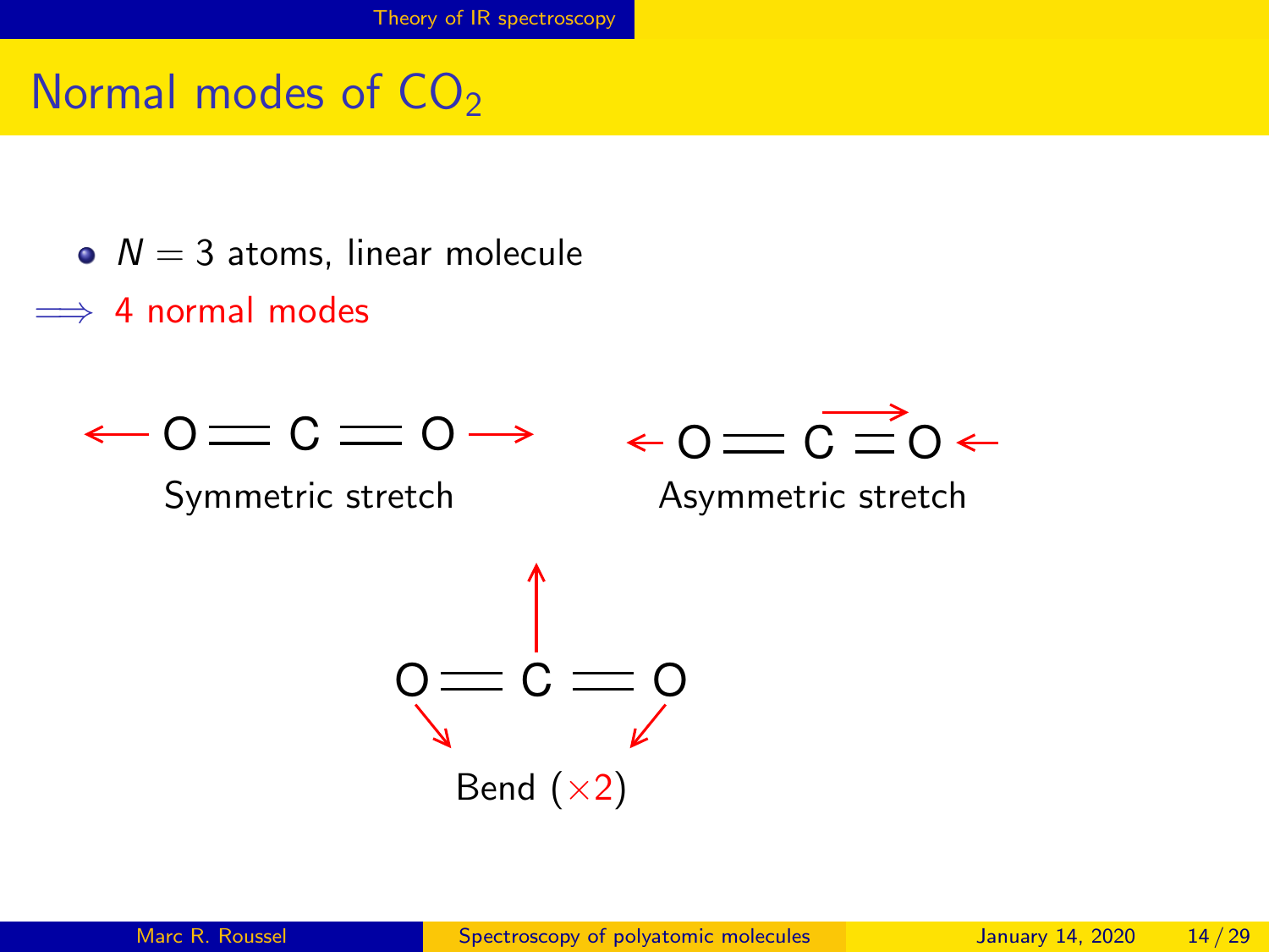## Normal modes of $CO_2$

- $N = 3$ atoms, linear molecule

$\Longrightarrow$ 4 normal modes

Symmetric stretch

Asymmetric stretch

Bend ($\times 2$)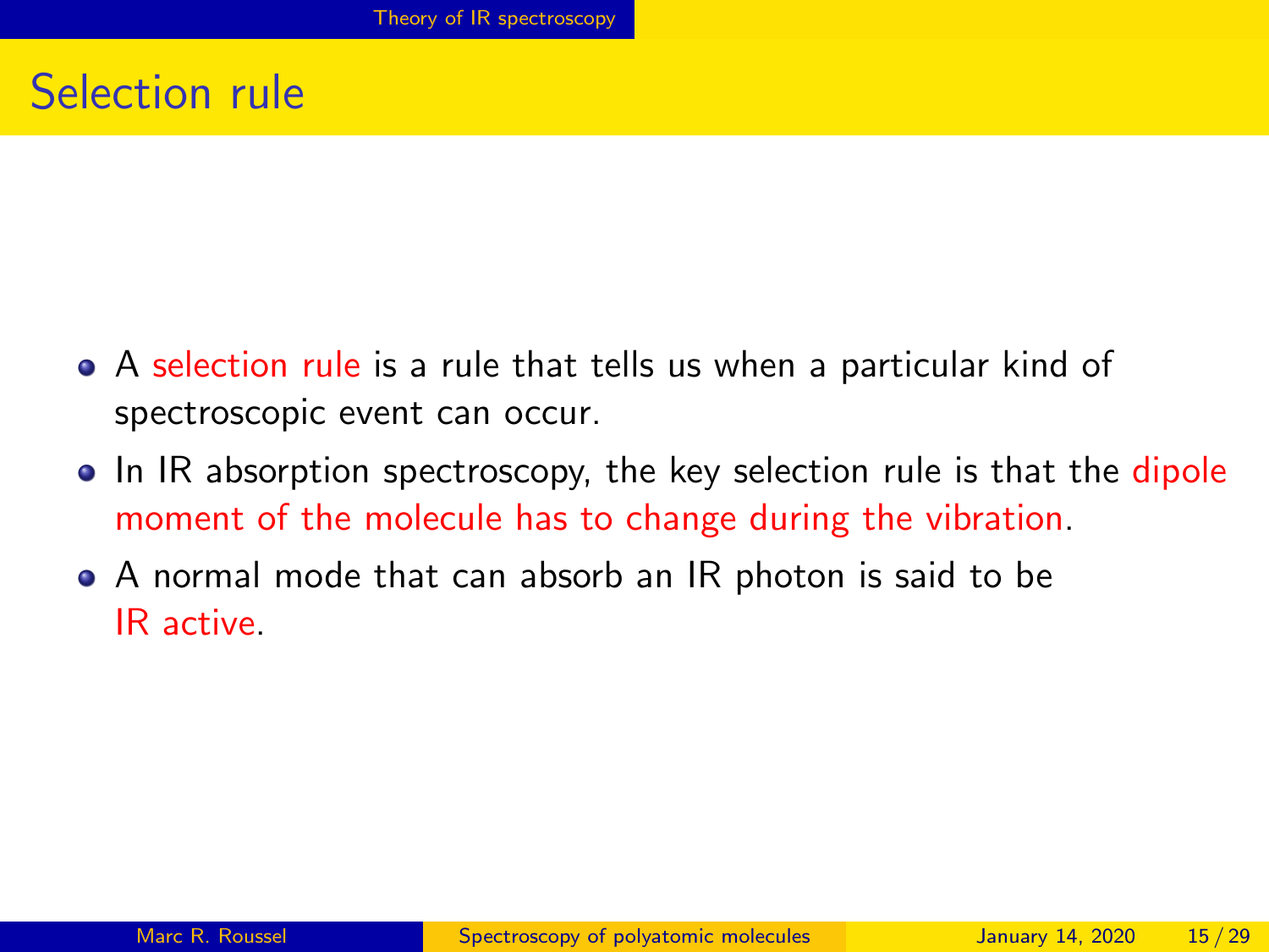# Selection rule

- A selection rule is a rule that tells us when a particular kind of spectroscopic event can occur.
- In IR absorption spectroscopy, the key selection rule is that the dipole moment of the molecule has to change during the vibration.
- A normal mode that can absorb an IR photon is said to be IR active.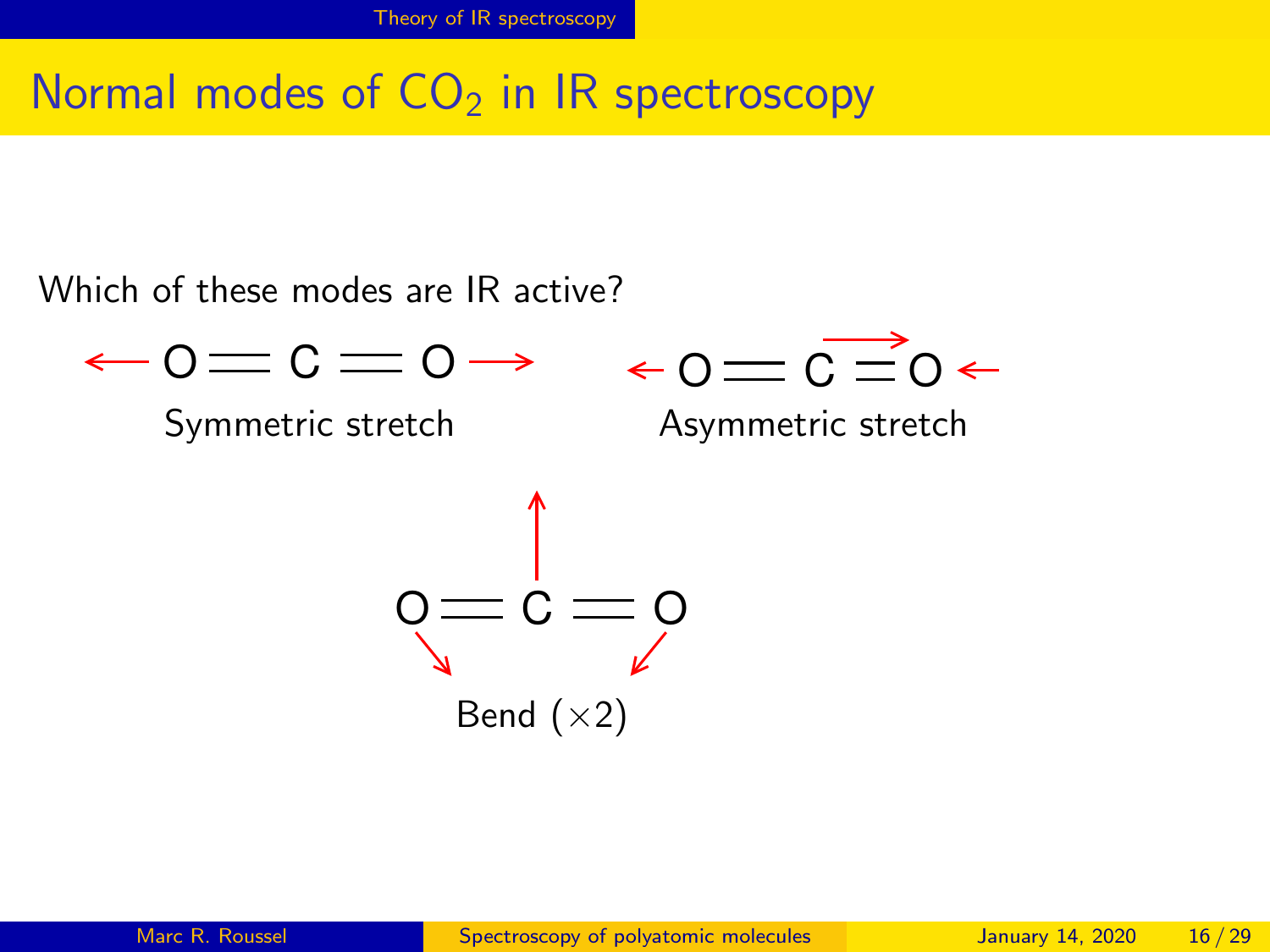# Normal modes of $CO_2$ in IR spectroscopy

Which of these modes are IR active?

← O = C = O →

Symmetric stretch

← O = C = O ←

Asymmetric stretch

O = C = O

Bend (×2)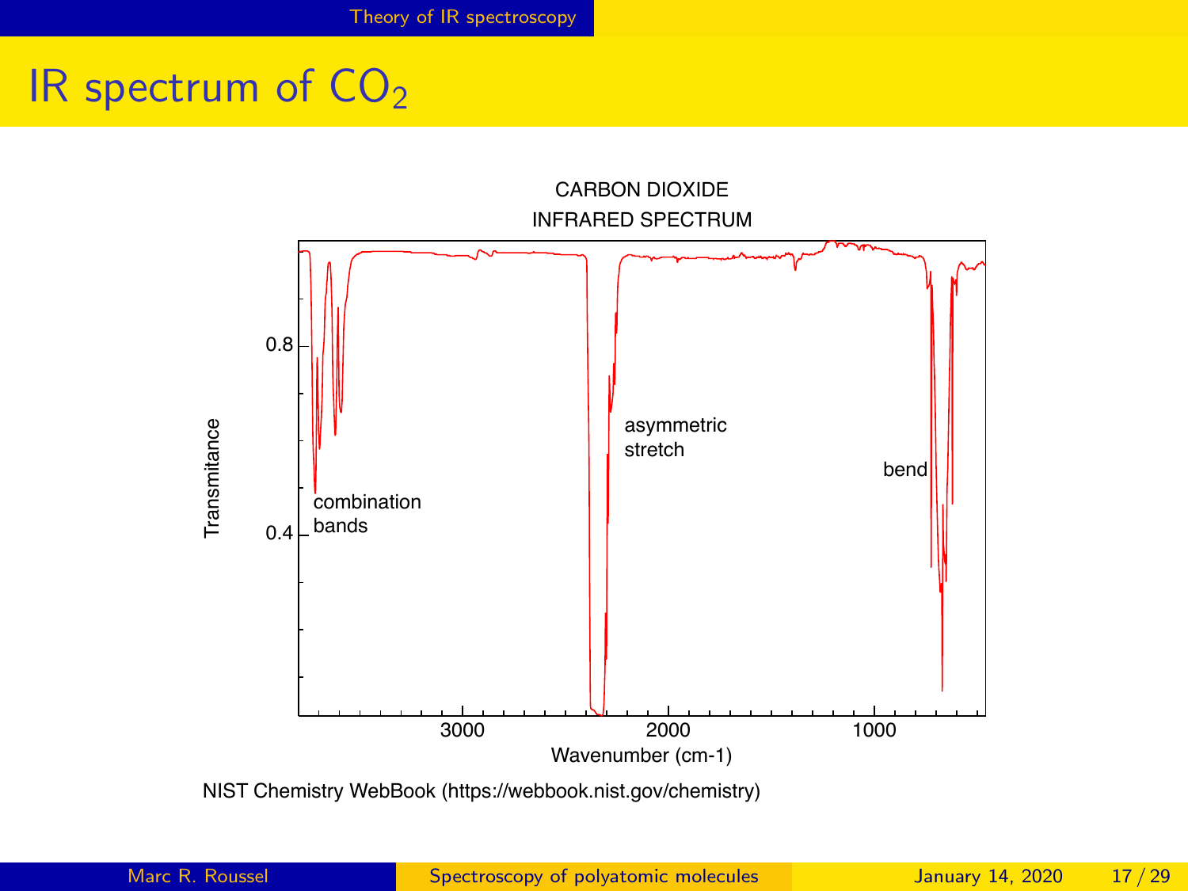# IR spectrum of $CO_2$

CARBON DIOXIDE
INFRARED SPECTRUM

combination bands

asymmetric stretch

bend

Transmitance

Wavenumber (cm-1)

NIST Chemistry WebBook (https://webbook.nist.gov/chemistry)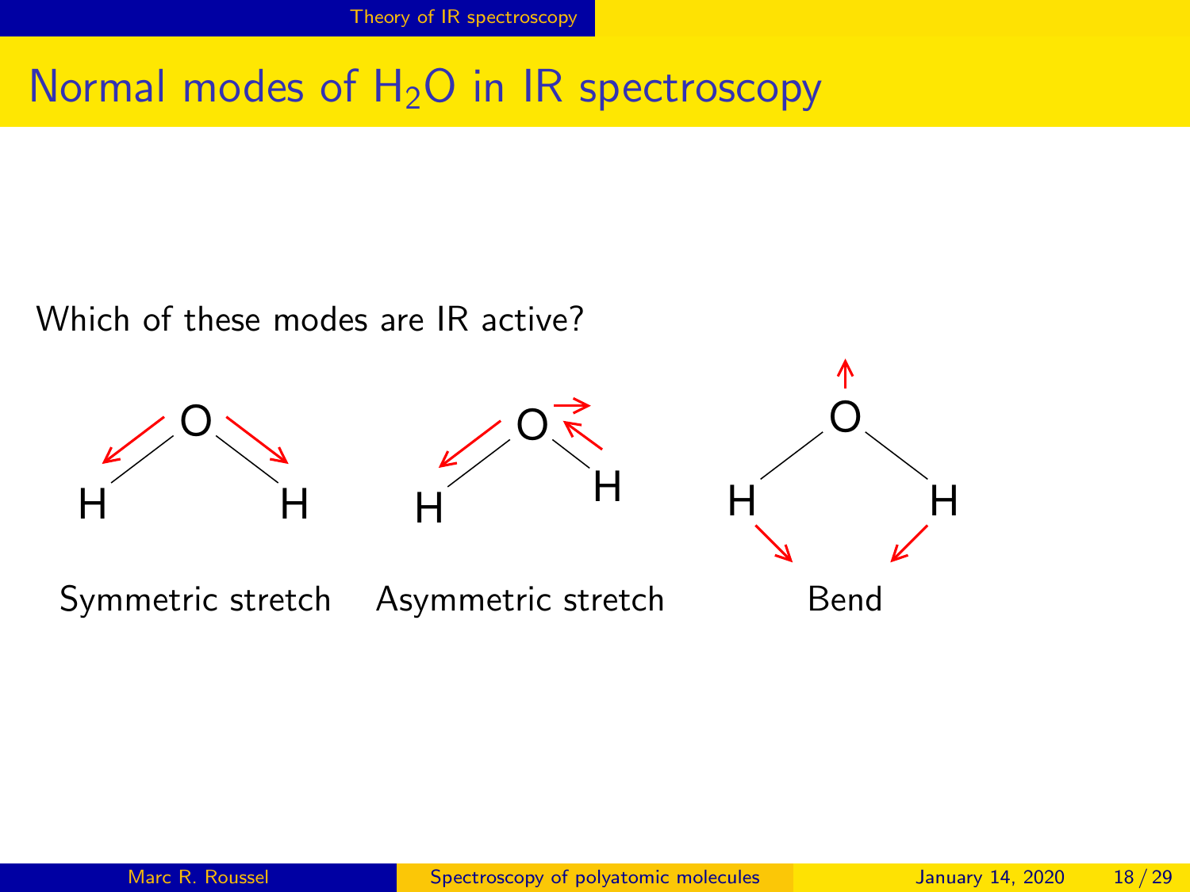# Normal modes of $H_2O$ in IR spectroscopy

Which of these modes are IR active?

Symmetric stretch

Asymmetric stretch

Bend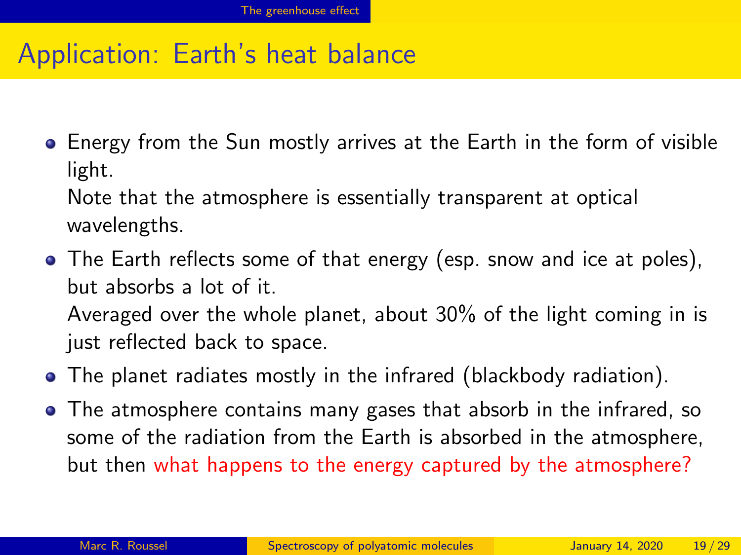# Application: Earth's heat balance

- Energy from the Sun mostly arrives at the Earth in the form of visible light.
  Note that the atmosphere is essentially transparent at optical wavelengths.
- The Earth reflects some of that energy (esp. snow and ice at poles), but absorbs a lot of it.
  Averaged over the whole planet, about 30% of the light coming in is just reflected back to space.
- The planet radiates mostly in the infrared (blackbody radiation).
- The atmosphere contains many gases that absorb in the infrared, so some of the radiation from the Earth is absorbed in the atmosphere, but then what happens to the energy captured by the atmosphere?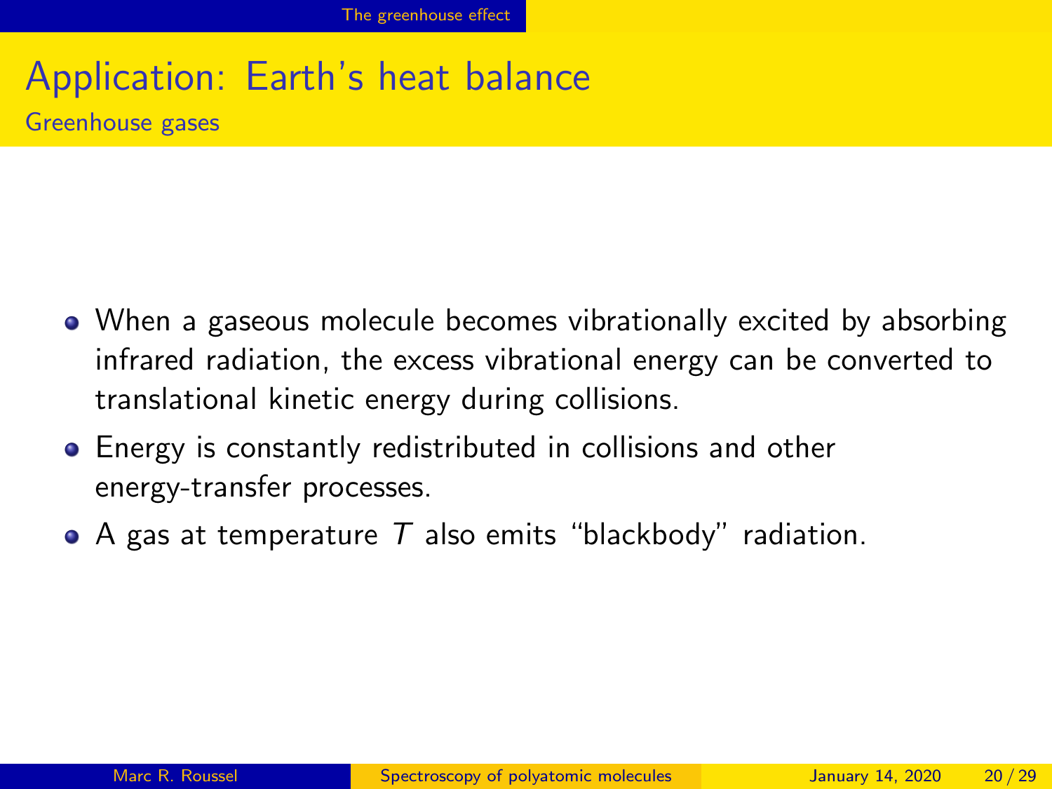# Application: Earth's heat balance

## Greenhouse gases

- When a gaseous molecule becomes vibrationally excited by absorbing infrared radiation, the excess vibrational energy can be converted to translational kinetic energy during collisions.
- Energy is constantly redistributed in collisions and other energy-transfer processes.
- A gas at temperature $T$ also emits "blackbody" radiation.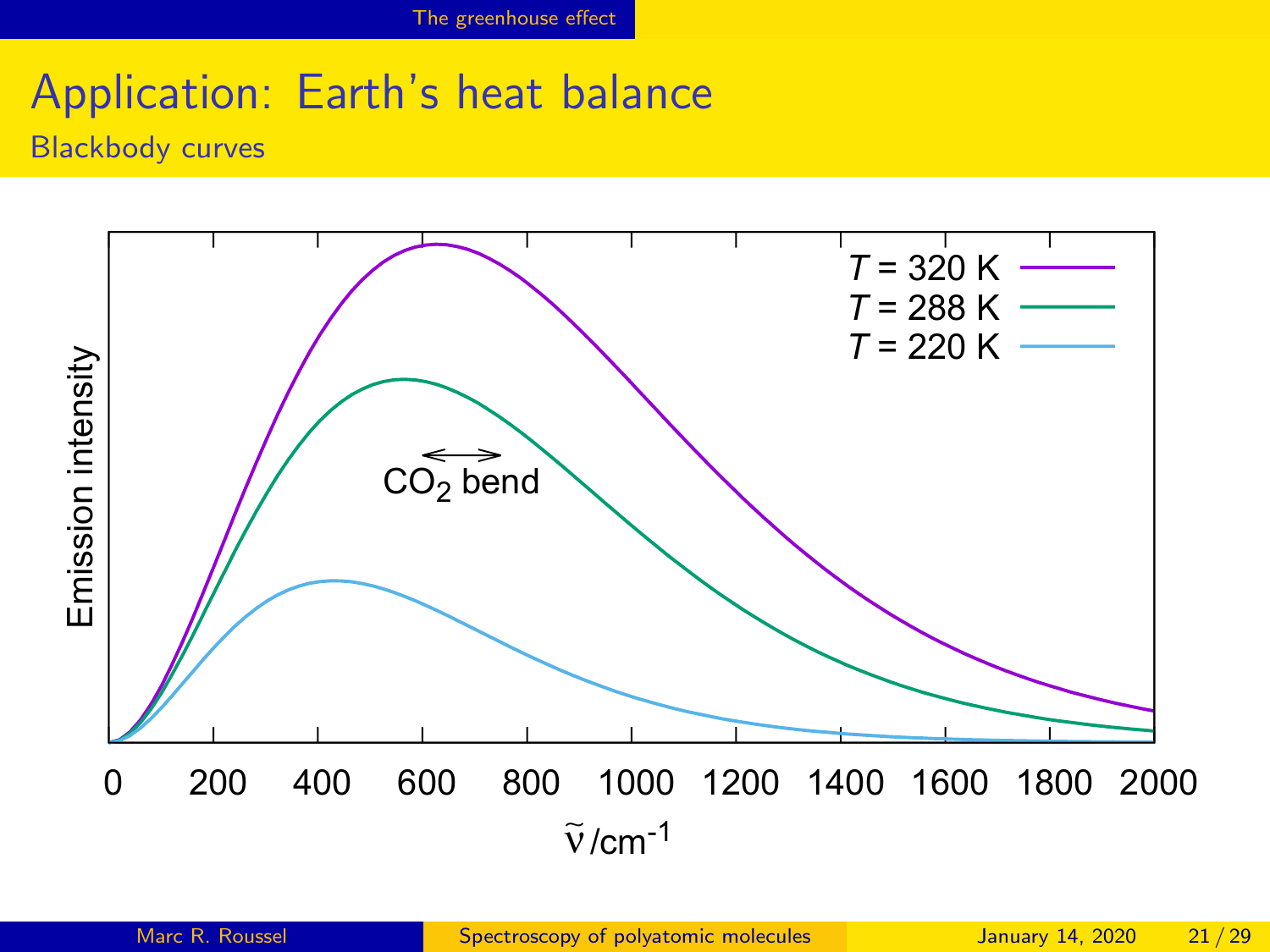# Application: Earth's heat balance

## Blackbody curves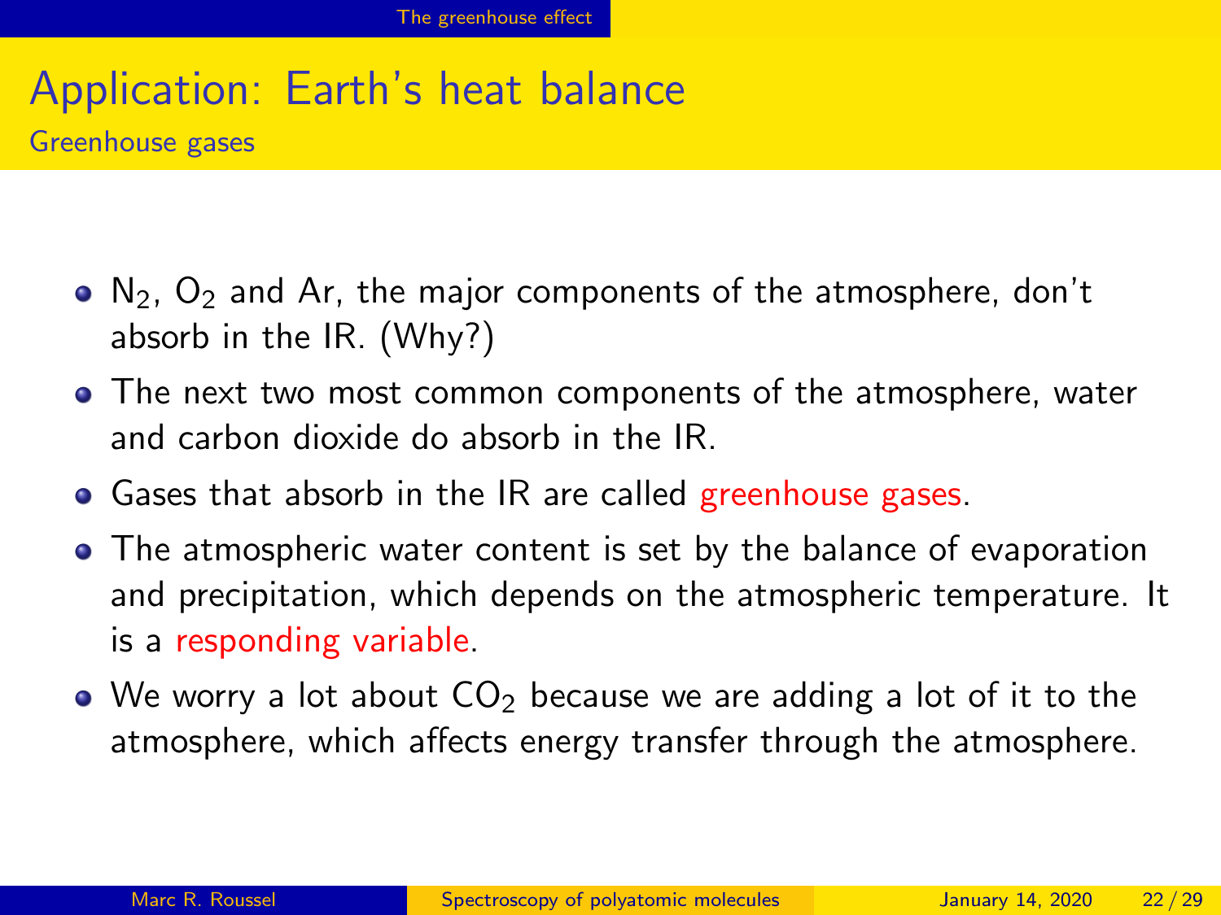# Application: Earth's heat balance

## Greenhouse gases

- $N_2$, $O_2$ and Ar, the major components of the atmosphere, don't absorb in the IR. (Why?)
- The next two most common components of the atmosphere, water and carbon dioxide do absorb in the IR.
- Gases that absorb in the IR are called greenhouse gases.
- The atmospheric water content is set by the balance of evaporation and precipitation, which depends on the atmospheric temperature. It is a responding variable.
- We worry a lot about $CO_2$ because we are adding a lot of it to the atmosphere, which affects energy transfer through the atmosphere.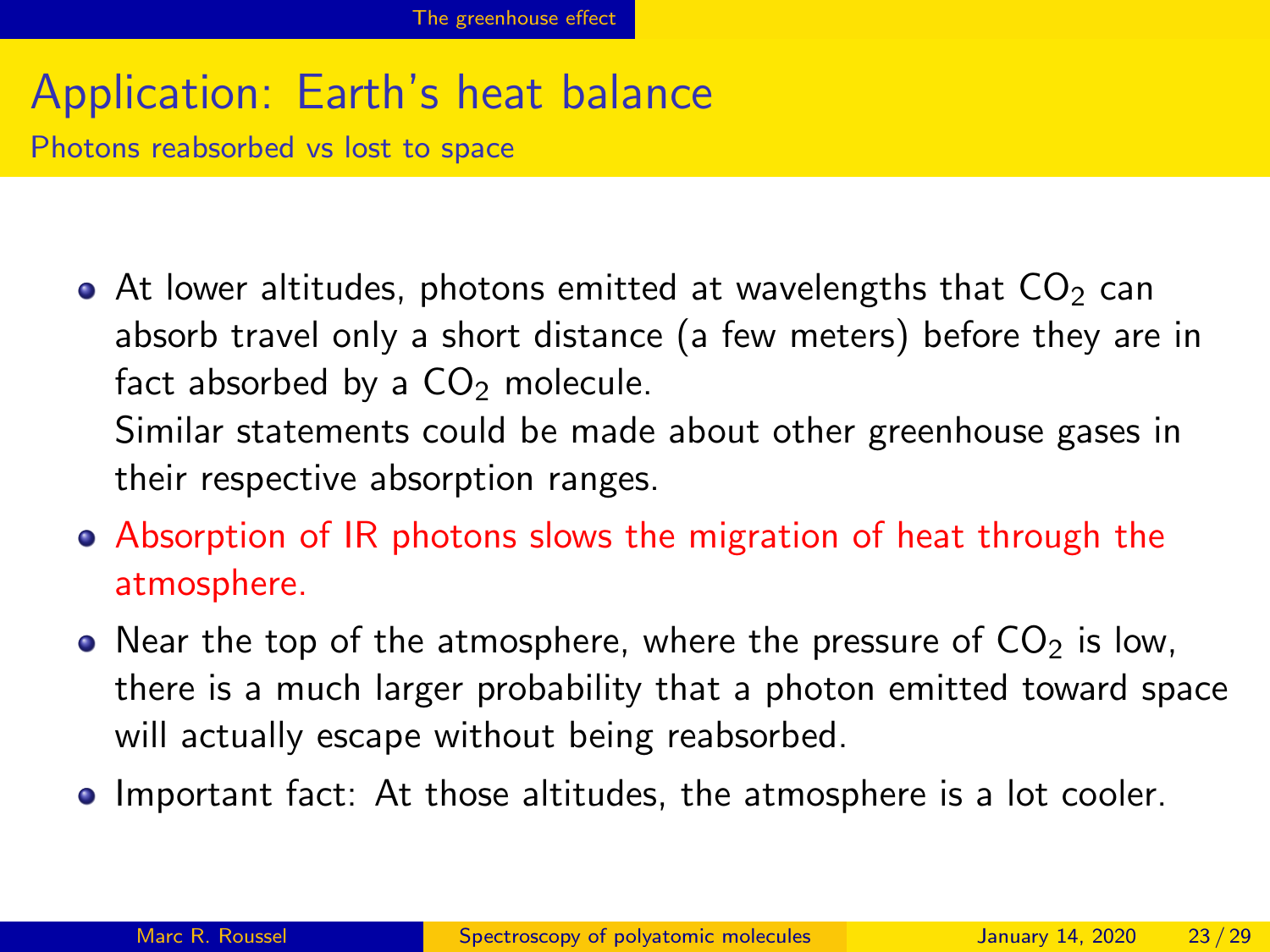# Application: Earth's heat balance

## Photons reabsorbed vs lost to space

- At lower altitudes, photons emitted at wavelengths that $CO_2$ can absorb travel only a short distance (a few meters) before they are in fact absorbed by a $CO_2$ molecule.
  Similar statements could be made about other greenhouse gases in their respective absorption ranges.
- Absorption of IR photons slows the migration of heat through the atmosphere.
- Near the top of the atmosphere, where the pressure of $CO_2$ is low, there is a much larger probability that a photon emitted toward space will actually escape without being reabsorbed.
- Important fact: At those altitudes, the atmosphere is a lot cooler.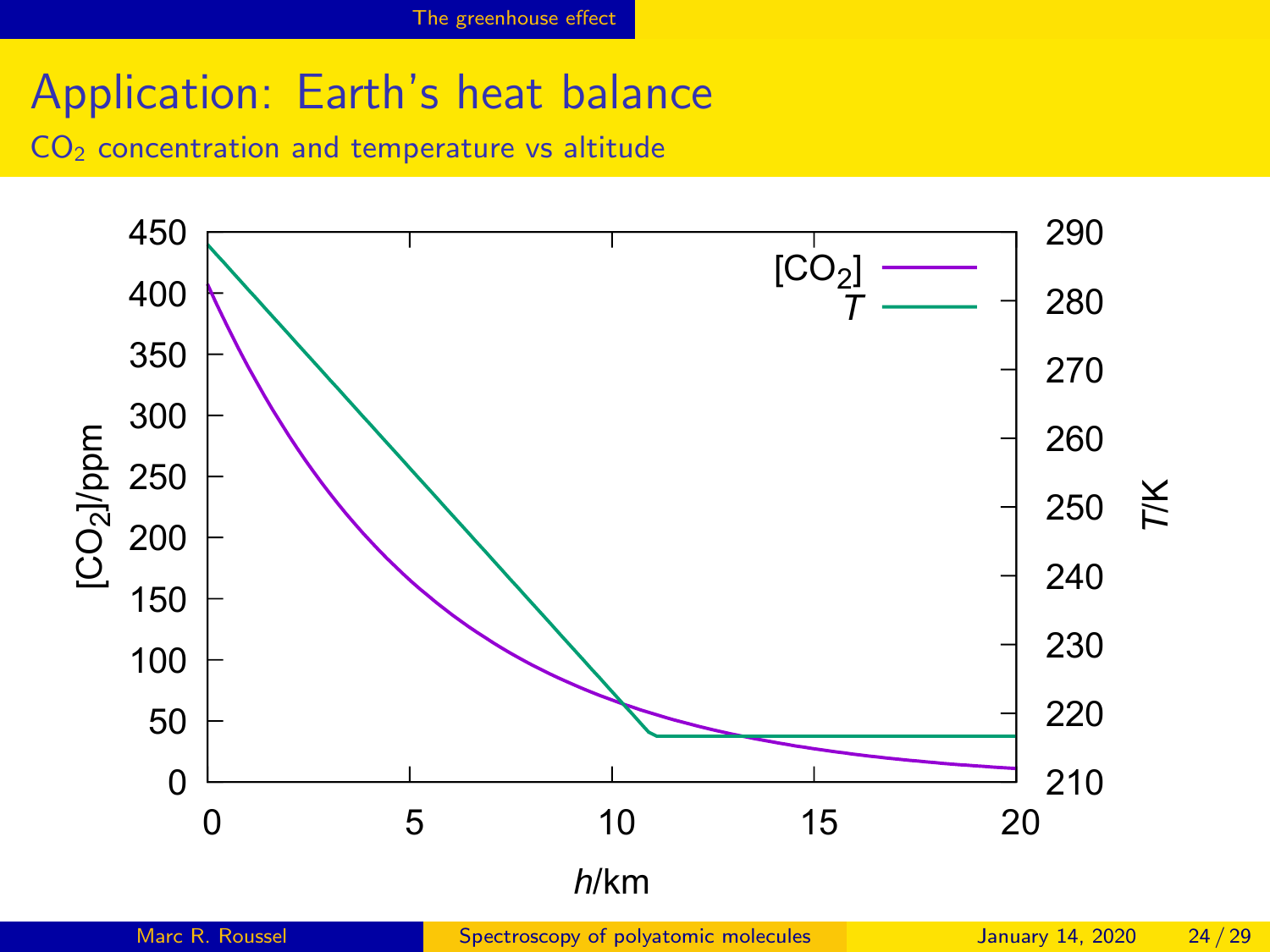# Application: Earth's heat balance

## $CO_2$ concentration and temperature vs altitude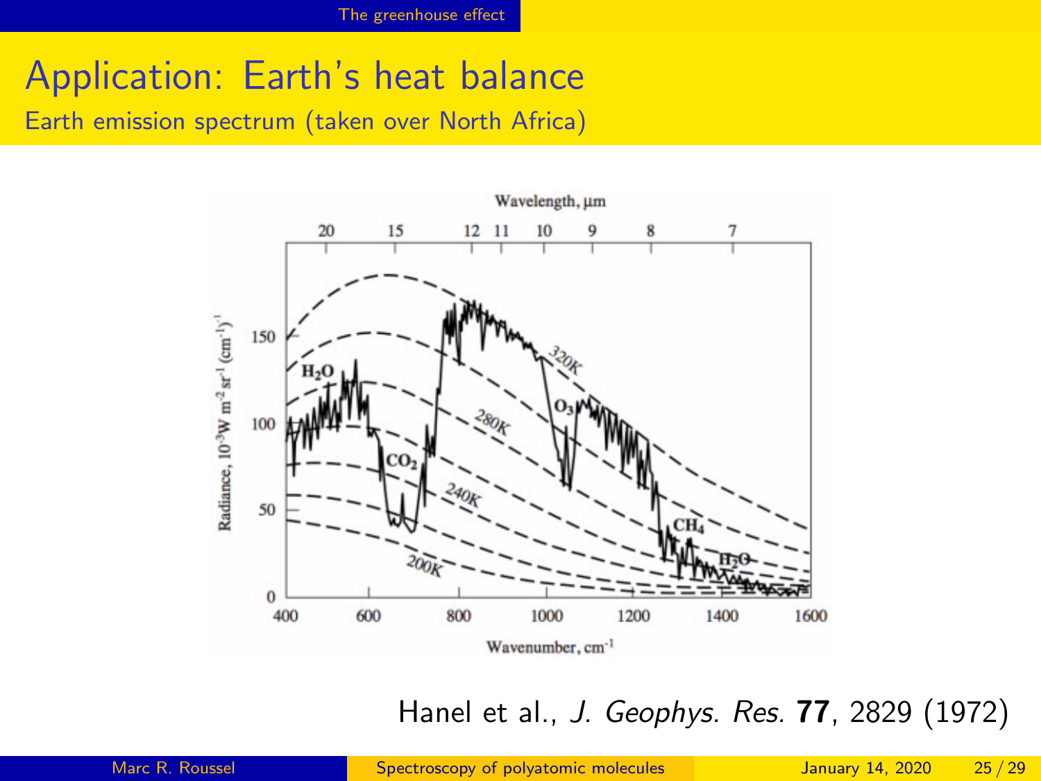# Application: Earth's heat balance

## Earth emission spectrum (taken over North Africa)

Hanel et al., *J. Geophys. Res.* **77**, 2829 (1972)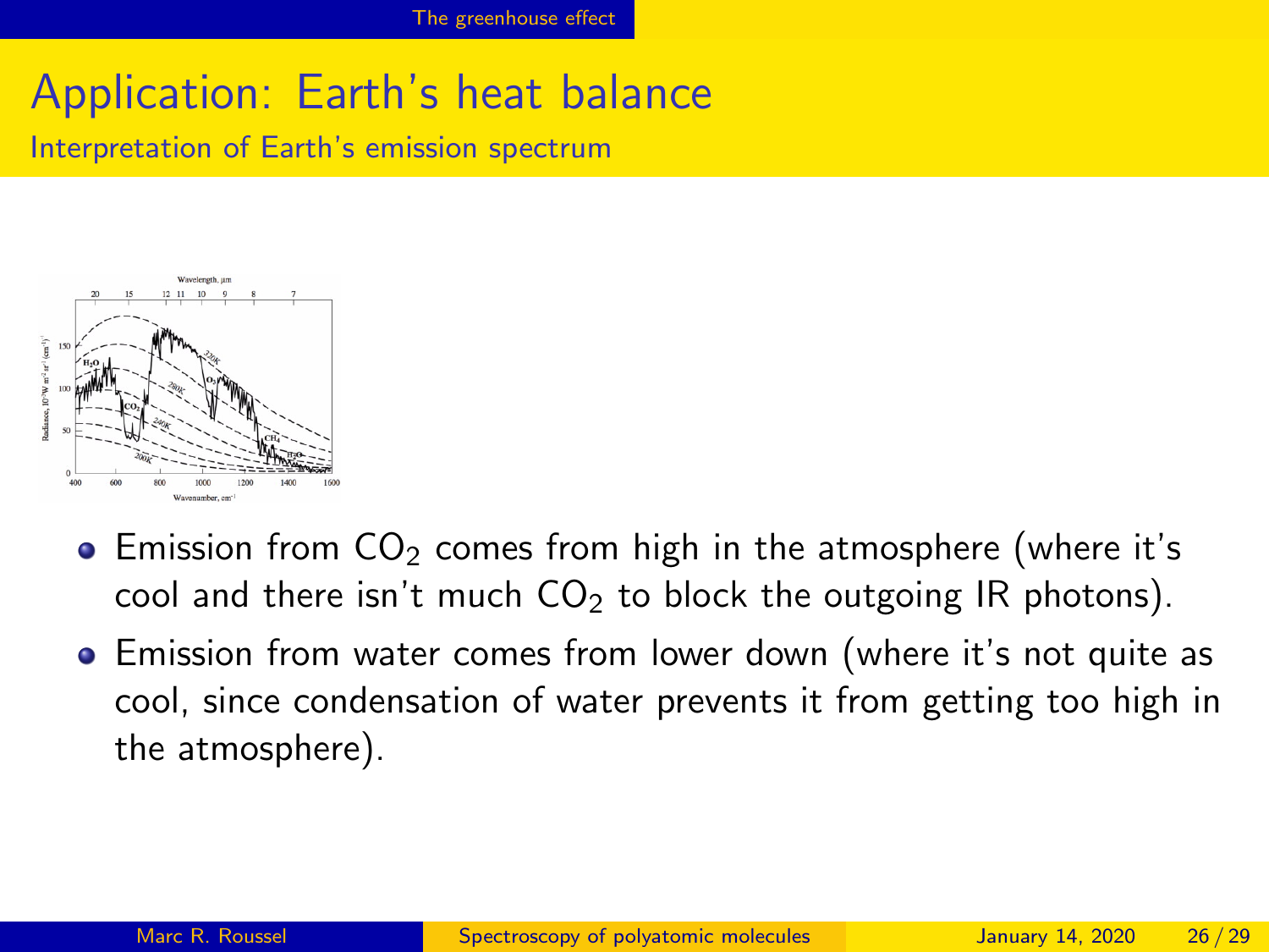# Application: Earth's heat balance

## Interpretation of Earth's emission spectrum

- Emission from $CO_2$ comes from high in the atmosphere (where it's cool and there isn't much $CO_2$ to block the outgoing IR photons).
- Emission from water comes from lower down (where it's not quite as cool, since condensation of water prevents it from getting too high in the atmosphere).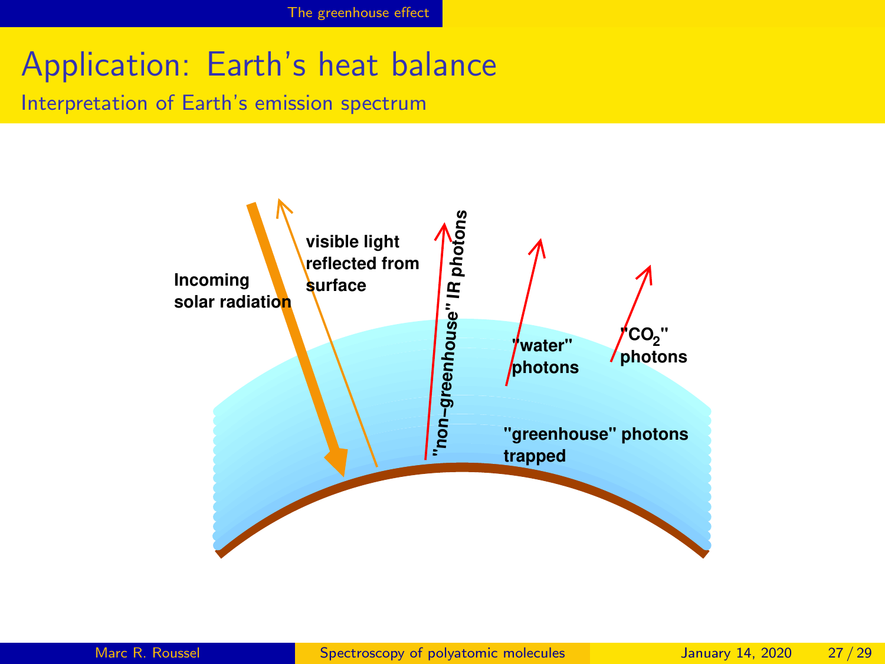# Application: Earth's heat balance

## Interpretation of Earth's emission spectrum

Incoming solar radiation

visible light reflected from surface

"non–greenhouse" IR photons

"water" photons

"$CO_2$" photons

"greenhouse" photons trapped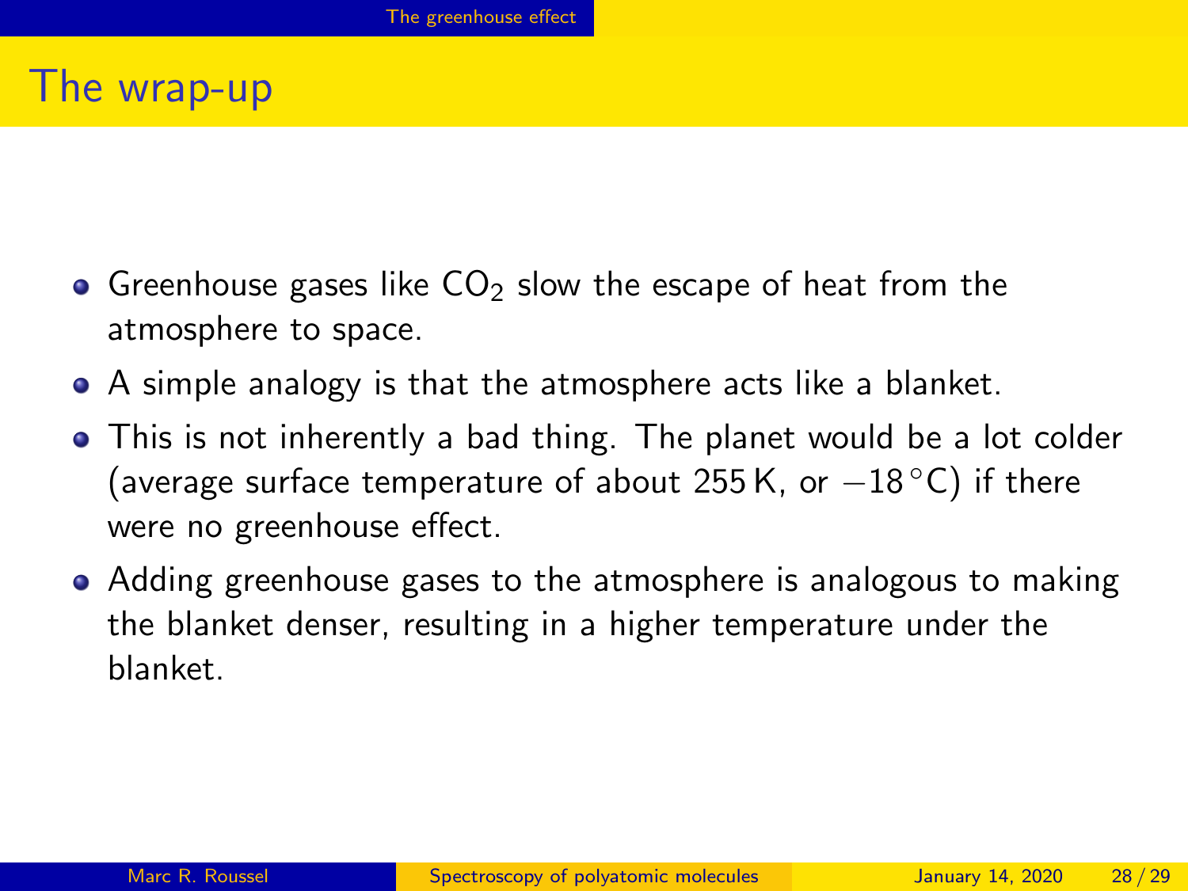# The wrap-up

- Greenhouse gases like $CO_2$ slow the escape of heat from the atmosphere to space.
- A simple analogy is that the atmosphere acts like a blanket.
- This is not inherently a bad thing. The planet would be a lot colder (average surface temperature of about 255 K, or $-18\,^\circ$C) if there were no greenhouse effect.
- Adding greenhouse gases to the atmosphere is analogous to making the blanket denser, resulting in a higher temperature under the blanket.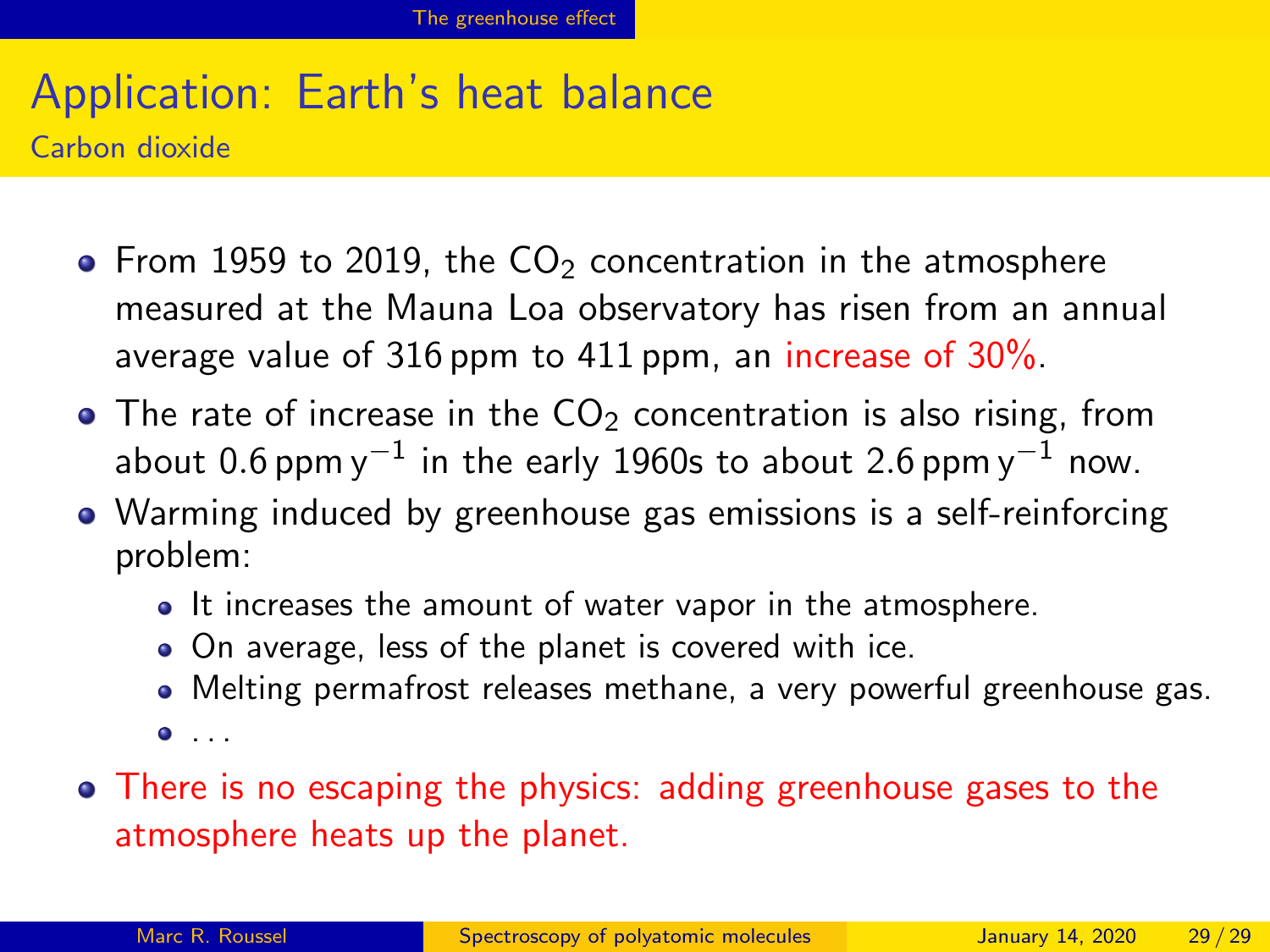# Application: Earth's heat balance

## Carbon dioxide

- From 1959 to 2019, the $CO_2$ concentration in the atmosphere measured at the Mauna Loa observatory has risen from an annual average value of 316 ppm to 411 ppm, an increase of 30%.
- The rate of increase in the $CO_2$ concentration is also rising, from about 0.6 ppm $y^{-1}$ in the early 1960s to about 2.6 ppm $y^{-1}$ now.
- Warming induced by greenhouse gas emissions is a self-reinforcing problem:
    - It increases the amount of water vapor in the atmosphere.
    - On average, less of the planet is covered with ice.
    - Melting permafrost releases methane, a very powerful greenhouse gas.
    - ...
- There is no escaping the physics: adding greenhouse gases to the atmosphere heats up the planet.